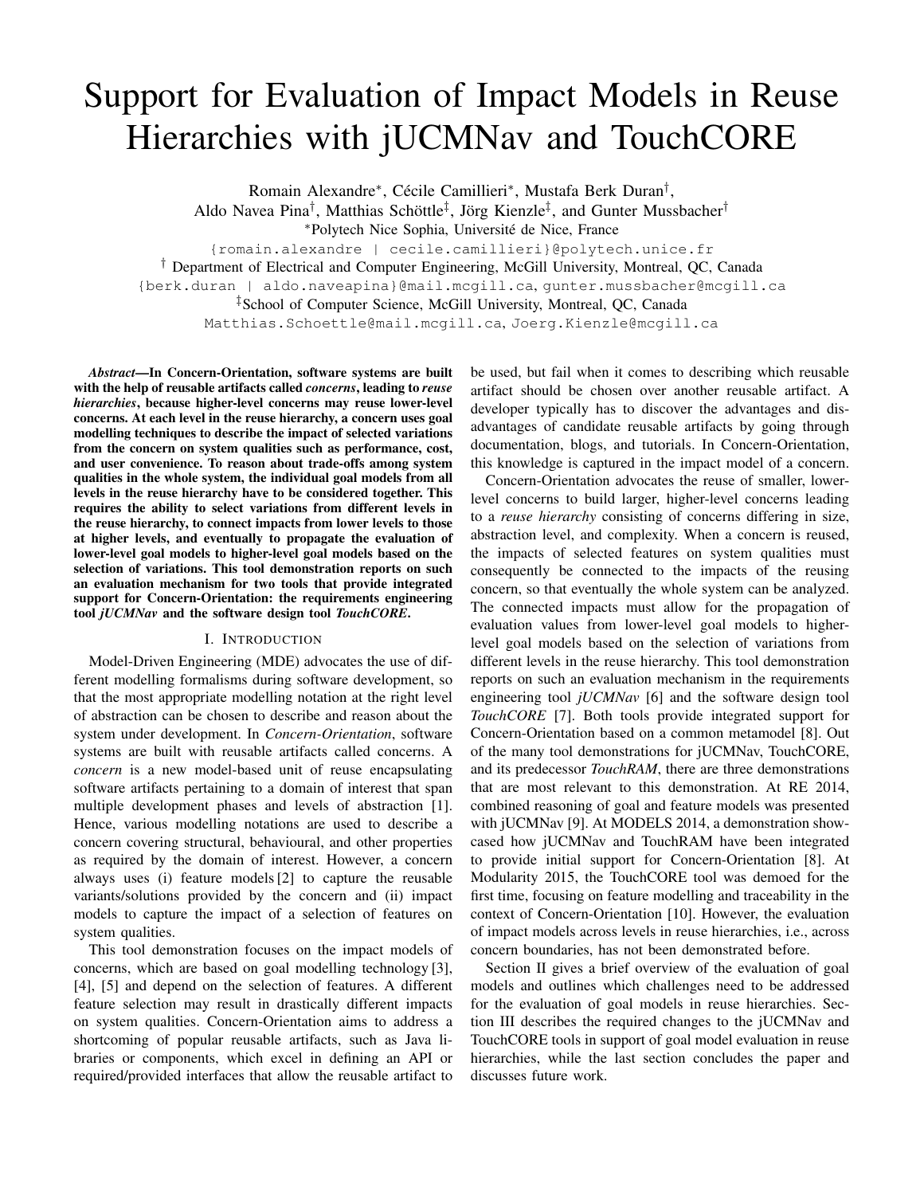# Support for Evaluation of Impact Models in Reuse Hierarchies with jUCMNav and TouchCORE

Romain Alexandre*, Cécile Camillieri*, Mustafa Berk Duran†, Aldo Navea Pina†, Matthias Schöttle‡, Jörg Kienzle‡, and Gunter Mussbacher†

*Polytech Nice Sophia, Université de Nice, France
{romain.alexandre | cecile.camillieri}@polytech.unice.fr

† Department of Electrical and Computer Engineering, McGill University, Montreal, QC, Canada
{berk.duran | aldo.naveapina}@mail.mcgill.ca, gunter.mussbacher@mcgill.ca

‡School of Computer Science, McGill University, Montreal, QC, Canada
Matthias.Schoettle@mail.mcgill.ca, Joerg.Kienzle@mcgill.ca

***Abstract*—In Concern-Orientation, software systems are built with the help of reusable artifacts called *concerns*, leading to *reuse hierarchies*, because higher-level concerns may reuse lower-level concerns. At each level in the reuse hierarchy, a concern uses goal modelling techniques to describe the impact of selected variations from the concern on system qualities such as performance, cost, and user convenience. To reason about trade-offs among system qualities in the whole system, the individual goal models from all levels in the reuse hierarchy have to be considered together. This requires the ability to select variations from different levels in the reuse hierarchy, to connect impacts from lower levels to those at higher levels, and eventually to propagate the evaluation of lower-level goal models to higher-level goal models based on the selection of variations. This tool demonstration reports on such an evaluation mechanism for two tools that provide integrated support for Concern-Orientation: the requirements engineering tool *jUCMNav* and the software design tool *TouchCORE*.**

## I. Introduction

Model-Driven Engineering (MDE) advocates the use of different modelling formalisms during software development, so that the most appropriate modelling notation at the right level of abstraction can be chosen to describe and reason about the system under development. In *Concern-Orientation*, software systems are built with reusable artifacts called concerns. A *concern* is a new model-based unit of reuse encapsulating software artifacts pertaining to a domain of interest that span multiple development phases and levels of abstraction [1]. Hence, various modelling notations are used to describe a concern covering structural, behavioural, and other properties as required by the domain of interest. However, a concern always uses (i) feature models [2] to capture the reusable variants/solutions provided by the concern and (ii) impact models to capture the impact of a selection of features on system qualities.

This tool demonstration focuses on the impact models of concerns, which are based on goal modelling technology [3], [4], [5] and depend on the selection of features. A different feature selection may result in drastically different impacts on system qualities. Concern-Orientation aims to address a shortcoming of popular reusable artifacts, such as Java libraries or components, which excel in defining an API or required/provided interfaces that allow the reusable artifact to be used, but fail when it comes to describing which reusable artifact should be chosen over another reusable artifact. A developer typically has to discover the advantages and disadvantages of candidate reusable artifacts by going through documentation, blogs, and tutorials. In Concern-Orientation, this knowledge is captured in the impact model of a concern.

Concern-Orientation advocates the reuse of smaller, lower-level concerns to build larger, higher-level concerns leading to a *reuse hierarchy* consisting of concerns differing in size, abstraction level, and complexity. When a concern is reused, the impacts of selected features on system qualities must consequently be connected to the impacts of the reusing concern, so that eventually the whole system can be analyzed. The connected impacts must allow for the propagation of evaluation values from lower-level goal models to higher-level goal models based on the selection of variations from different levels in the reuse hierarchy. This tool demonstration reports on such an evaluation mechanism in the requirements engineering tool *jUCMNav* [6] and the software design tool *TouchCORE* [7]. Both tools provide integrated support for Concern-Orientation based on a common metamodel [8]. Out of the many tool demonstrations for jUCMNav, TouchCORE, and its predecessor *TouchRAM*, there are three demonstrations that are most relevant to this demonstration. At RE 2014, combined reasoning of goal and feature models was presented with jUCMNav [9]. At MODELS 2014, a demonstration showcased how jUCMNav and TouchRAM have been integrated to provide initial support for Concern-Orientation [8]. At Modularity 2015, the TouchCORE tool was demoed for the first time, focusing on feature modelling and traceability in the context of Concern-Orientation [10]. However, the evaluation of impact models across levels in reuse hierarchies, i.e., across concern boundaries, has not been demonstrated before.

Section II gives a brief overview of the evaluation of goal models and outlines which challenges need to be addressed for the evaluation of goal models in reuse hierarchies. Section III describes the required changes to the jUCMNav and TouchCORE tools in support of goal model evaluation in reuse hierarchies, while the last section concludes the paper and discusses future work.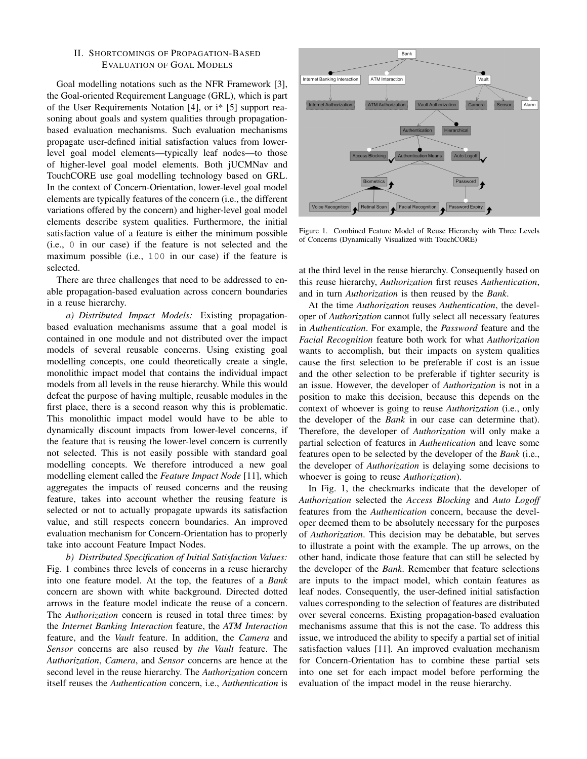## II. Shortcomings of Propagation-Based Evaluation of Goal Models

Goal modelling notations such as the NFR Framework [3], the Goal-oriented Requirement Language (GRL), which is part of the User Requirements Notation [4], or i* [5] support reasoning about goals and system qualities through propagation-based evaluation mechanisms. Such evaluation mechanisms propagate user-defined initial satisfaction values from lower-level goal model elements—typically leaf nodes—to those of higher-level goal model elements. Both jUCMNav and TouchCORE use goal modelling technology based on GRL. In the context of Concern-Orientation, lower-level goal model elements are typically features of the concern (i.e., the different variations offered by the concern) and higher-level goal model elements describe system qualities. Furthermore, the initial satisfaction value of a feature is either the minimum possible (i.e., `0` in our case) if the feature is not selected and the maximum possible (i.e., `100` in our case) if the feature is selected.

There are three challenges that need to be addressed to enable propagation-based evaluation across concern boundaries in a reuse hierarchy.

*a) Distributed Impact Models:* Existing propagation-based evaluation mechanisms assume that a goal model is contained in one module and not distributed over the impact models of several reusable concerns. Using existing goal modelling concepts, one could theoretically create a single, monolithic impact model that contains the individual impact models from all levels in the reuse hierarchy. While this would defeat the purpose of having multiple, reusable modules in the first place, there is a second reason why this is problematic. This monolithic impact model would have to be able to dynamically discount impacts from lower-level concerns, if the feature that is reusing the lower-level concern is currently not selected. This is not easily possible with standard goal modelling concepts. We therefore introduced a new goal modelling element called the *Feature Impact Node* [11], which aggregates the impacts of reused concerns and the reusing feature, takes into account whether the reusing feature is selected or not to actually propagate upwards its satisfaction value, and still respects concern boundaries. An improved evaluation mechanism for Concern-Orientation has to properly take into account Feature Impact Nodes.

*b) Distributed Specification of Initial Satisfaction Values:* Fig. 1 combines three levels of concerns in a reuse hierarchy into one feature model. At the top, the features of a *Bank* concern are shown with white background. Directed dotted arrows in the feature model indicate the reuse of a concern. The *Authorization* concern is reused in total three times: by the *Internet Banking Interaction* feature, the *ATM Interaction* feature, and the *Vault* feature. In addition, the *Camera* and *Sensor* concerns are also reused by *the Vault* feature. The *Authorization*, *Camera*, and *Sensor* concerns are hence at the second level in the reuse hierarchy. The *Authorization* concern itself reuses the *Authentication* concern, i.e., *Authentication* is at the third level in the reuse hierarchy. Consequently based on this reuse hierarchy, *Authorization* first reuses *Authentication*, and in turn *Authorization* is then reused by the *Bank*.

Figure 1. Combined Feature Model of Reuse Hierarchy with Three Levels of Concerns (Dynamically Visualized with TouchCORE)

At the time *Authorization* reuses *Authentication*, the developer of *Authorization* cannot fully select all necessary features in *Authentication*. For example, the *Password* feature and the *Facial Recognition* feature both work for what *Authorization* wants to accomplish, but their impacts on system qualities cause the first selection to be preferable if cost is an issue and the other selection to be preferable if tighter security is an issue. However, the developer of *Authorization* is not in a position to make this decision, because this depends on the context of whoever is going to reuse *Authorization* (i.e., only the developer of the *Bank* in our case can determine that). Therefore, the developer of *Authorization* will only make a partial selection of features in *Authentication* and leave some features open to be selected by the developer of the *Bank* (i.e., the developer of *Authorization* is delaying some decisions to whoever is going to reuse *Authorization*).

In Fig. 1, the checkmarks indicate that the developer of *Authorization* selected the *Access Blocking* and *Auto Logoff* features from the *Authentication* concern, because the developer deemed them to be absolutely necessary for the purposes of *Authorization*. This decision may be debatable, but serves to illustrate a point with the example. The up arrows, on the other hand, indicate those feature that can still be selected by the developer of the *Bank*. Remember that feature selections are inputs to the impact model, which contain features as leaf nodes. Consequently, the user-defined initial satisfaction values corresponding to the selection of features are distributed over several concerns. Existing propagation-based evaluation mechanisms assume that this is not the case. To address this issue, we introduced the ability to specify a partial set of initial satisfaction values [11]. An improved evaluation mechanism for Concern-Orientation has to combine these partial sets into one set for each impact model before performing the evaluation of the impact model in the reuse hierarchy.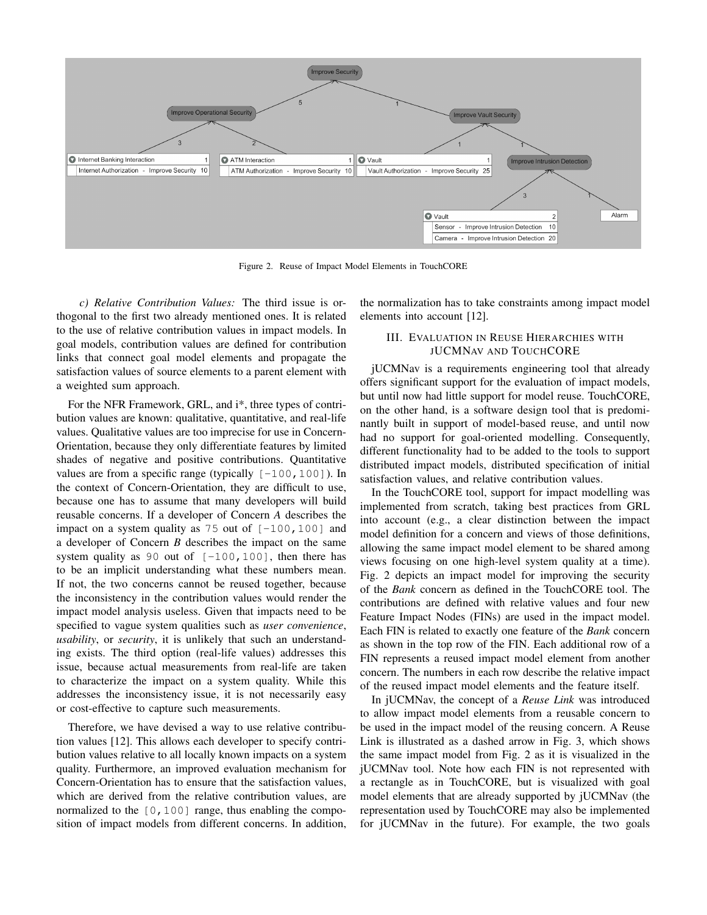Figure 2. Reuse of Impact Model Elements in TouchCORE

*c) Relative Contribution Values:* The third issue is orthogonal to the first two already mentioned ones. It is related to the use of relative contribution values in impact models. In goal models, contribution values are defined for contribution links that connect goal model elements and propagate the satisfaction values of source elements to a parent element with a weighted sum approach.

For the NFR Framework, GRL, and i\*, three types of contribution values are known: qualitative, quantitative, and real-life values. Qualitative values are too imprecise for use in Concern-Orientation, because they only differentiate features by limited shades of negative and positive contributions. Quantitative values are from a specific range (typically `[-100,100]`). In the context of Concern-Orientation, they are difficult to use, because one has to assume that many developers will build reusable concerns. If a developer of Concern *A* describes the impact on a system quality as `75` out of `[-100,100]` and a developer of Concern *B* describes the impact on the same system quality as `90` out of `[-100,100]`, then there has to be an implicit understanding what these numbers mean. If not, the two concerns cannot be reused together, because the inconsistency in the contribution values would render the impact model analysis useless. Given that impacts need to be specified to vague system qualities such as *user convenience*, *usability*, or *security*, it is unlikely that such an understanding exists. The third option (real-life values) addresses this issue, because actual measurements from real-life are taken to characterize the impact on a system quality. While this addresses the inconsistency issue, it is not necessarily easy or cost-effective to capture such measurements.

Therefore, we have devised a way to use relative contribution values [12]. This allows each developer to specify contribution values relative to all locally known impacts on a system quality. Furthermore, an improved evaluation mechanism for Concern-Orientation has to ensure that the satisfaction values, which are derived from the relative contribution values, are normalized to the `[0,100]` range, thus enabling the composition of impact models from different concerns. In addition, the normalization has to take constraints among impact model elements into account [12].

## III. Evaluation in Reuse Hierarchies with jUCMNav and TouchCORE

jUCMNav is a requirements engineering tool that already offers significant support for the evaluation of impact models, but until now had little support for model reuse. TouchCORE, on the other hand, is a software design tool that is predominantly built in support of model-based reuse, and until now had no support for goal-oriented modelling. Consequently, different functionality had to be added to the tools to support distributed impact models, distributed specification of initial satisfaction values, and relative contribution values.

In the TouchCORE tool, support for impact modelling was implemented from scratch, taking best practices from GRL into account (e.g., a clear distinction between the impact model definition for a concern and views of those definitions, allowing the same impact model element to be shared among views focusing on one high-level system quality at a time). Fig. 2 depicts an impact model for improving the security of the *Bank* concern as defined in the TouchCORE tool. The contributions are defined with relative values and four new Feature Impact Nodes (FINs) are used in the impact model. Each FIN is related to exactly one feature of the *Bank* concern as shown in the top row of the FIN. Each additional row of a FIN represents a reused impact model element from another concern. The numbers in each row describe the relative impact of the reused impact model elements and the feature itself.

In jUCMNav, the concept of a *Reuse Link* was introduced to allow impact model elements from a reusable concern to be used in the impact model of the reusing concern. A Reuse Link is illustrated as a dashed arrow in Fig. 3, which shows the same impact model from Fig. 2 as it is visualized in the jUCMNav tool. Note how each FIN is not represented with a rectangle as in TouchCORE, but is visualized with goal model elements that are already supported by jUCMNav (the representation used by TouchCORE may also be implemented for jUCMNav in the future). For example, the two goals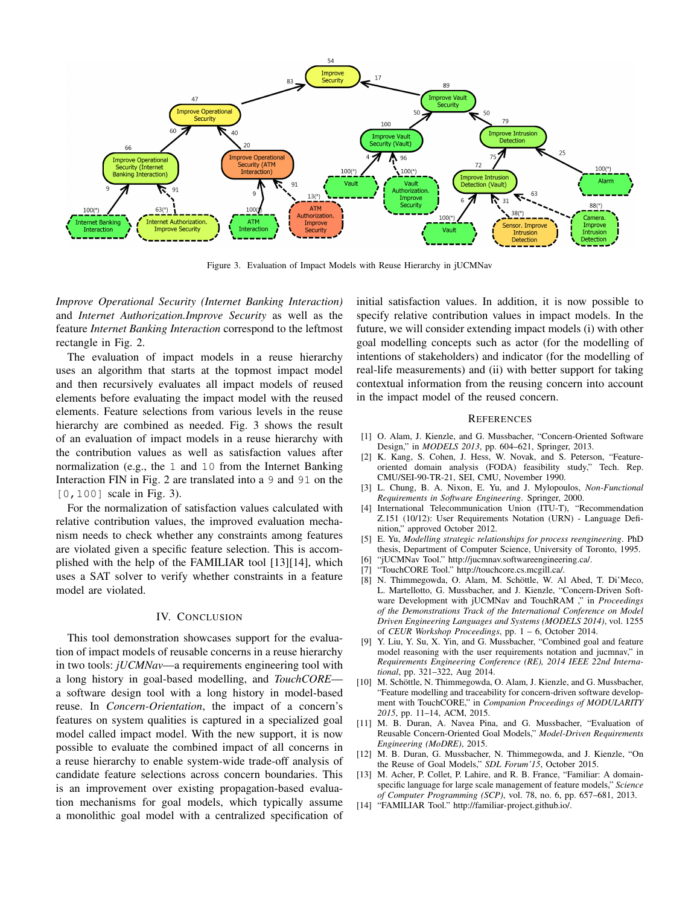54
Improve Security
83
17
89
Improve Vault Security
47
Improve Operational Security
50
50
100
79
Improve Vault Security (Vault)
Improve Intrusion Detection
60
40
66
20
Improve Operational Security (Internet Banking Interaction)
Improve Operational Security (ATM Interaction)
4
96
75
25
100(*)
100(*)
72
100(*)
Vault
Vault Authorization. Improve Security
Improve Intrusion Detection (Vault)
Alarm
9
91
9
91
13(*)
6
31
63
88(*)
100(*)
63(*)
100(*)
ATM Authorization. Improve Security
38(*)
100(*)
Internet Banking Interaction
Internet Authorization. Improve Security
ATM Interaction
Vault
Sensor. Improve Intrusion Detection
Camera. Improve Intrusion Detection

Figure 3. Evaluation of Impact Models with Reuse Hierarchy in jUCMNav

*Improve Operational Security (Internet Banking Interaction)* and *Internet Authorization.Improve Security* as well as the feature *Internet Banking Interaction* correspond to the leftmost rectangle in Fig. 2.

The evaluation of impact models in a reuse hierarchy uses an algorithm that starts at the topmost impact model and then recursively evaluates all impact models of reused elements before evaluating the impact model with the reused elements. Feature selections from various levels in the reuse hierarchy are combined as needed. Fig. 3 shows the result of an evaluation of impact models in a reuse hierarchy with the contribution values as well as satisfaction values after normalization (e.g., the `1` and `10` from the Internet Banking Interaction FIN in Fig. 2 are translated into a `9` and `91` on the `[0,100]` scale in Fig. 3).

For the normalization of satisfaction values calculated with relative contribution values, the improved evaluation mechanism needs to check whether any constraints among features are violated given a specific feature selection. This is accomplished with the help of the FAMILIAR tool [13][14], which uses a SAT solver to verify whether constraints in a feature model are violated.

## IV. Conclusion

This tool demonstration showcases support for the evaluation of impact models of reusable concerns in a reuse hierarchy in two tools: *jUCMNav*—a requirements engineering tool with a long history in goal-based modelling, and *TouchCORE*—a software design tool with a long history in model-based reuse. In *Concern-Orientation*, the impact of a concern's features on system qualities is captured in a specialized goal model called impact model. With the new support, it is now possible to evaluate the combined impact of all concerns in a reuse hierarchy to enable system-wide trade-off analysis of candidate feature selections across concern boundaries. This is an improvement over existing propagation-based evaluation mechanisms for goal models, which typically assume a monolithic goal model with a centralized specification of initial satisfaction values. In addition, it is now possible to specify relative contribution values in impact models. In the future, we will consider extending impact models (i) with other goal modelling concepts such as actor (for the modelling of intentions of stakeholders) and indicator (for the modelling of real-life measurements) and (ii) with better support for taking contextual information from the reusing concern into account in the impact model of the reused concern.

## References

[1] O. Alam, J. Kienzle, and G. Mussbacher, "Concern-Oriented Software Design," in *MODELS 2013*, pp. 604–621, Springer, 2013.

[2] K. Kang, S. Cohen, J. Hess, W. Novak, and S. Peterson, "Feature-oriented domain analysis (FODA) feasibility study," Tech. Rep. CMU/SEI-90-TR-21, SEI, CMU, November 1990.

[3] L. Chung, B. A. Nixon, E. Yu, and J. Mylopoulos, *Non-Functional Requirements in Software Engineering*. Springer, 2000.

[4] International Telecommunication Union (ITU-T), "Recommendation Z.151 (10/12): User Requirements Notation (URN) - Language Definition," approved October 2012.

[5] E. Yu, *Modelling strategic relationships for process reengineering*. PhD thesis, Department of Computer Science, University of Toronto, 1995.

[6] "jUCMNav Tool." http://jucmnav.softwareengineering.ca/.

[7] "TouchCORE Tool." http://touchcore.cs.mcgill.ca/.

[8] N. Thimmegowda, O. Alam, M. Schöttle, W. Al Abed, T. Di'Meco, L. Martellotto, G. Mussbacher, and J. Kienzle, "Concern-Driven Software Development with jUCMNav and TouchRAM ," in *Proceedings of the Demonstrations Track of the International Conference on Model Driven Engineering Languages and Systems (MODELS 2014)*, vol. 1255 of *CEUR Workshop Proceedings*, pp. 1 – 6, October 2014.

[9] Y. Liu, Y. Su, X. Yin, and G. Mussbacher, "Combined goal and feature model reasoning with the user requirements notation and jucmnav," in *Requirements Engineering Conference (RE), 2014 IEEE 22nd International*, pp. 321–322, Aug 2014.

[10] M. Schöttle, N. Thimmegowda, O. Alam, J. Kienzle, and G. Mussbacher, "Feature modelling and traceability for concern-driven software development with TouchCORE," in *Companion Proceedings of MODULARITY 2015*, pp. 11–14, ACM, 2015.

[11] M. B. Duran, A. Navea Pina, and G. Mussbacher, "Evaluation of Reusable Concern-Oriented Goal Models," *Model-Driven Requirements Engineering (MoDRE)*, 2015.

[12] M. B. Duran, G. Mussbacher, N. Thimmegowda, and J. Kienzle, "On the Reuse of Goal Models," *SDL Forum'15*, October 2015.

[13] M. Acher, P. Collet, P. Lahire, and R. B. France, "Familiar: A domain-specific language for large scale management of feature models," *Science of Computer Programming (SCP)*, vol. 78, no. 6, pp. 657–681, 2013.

[14] "FAMILIAR Tool." http://familiar-project.github.io/.